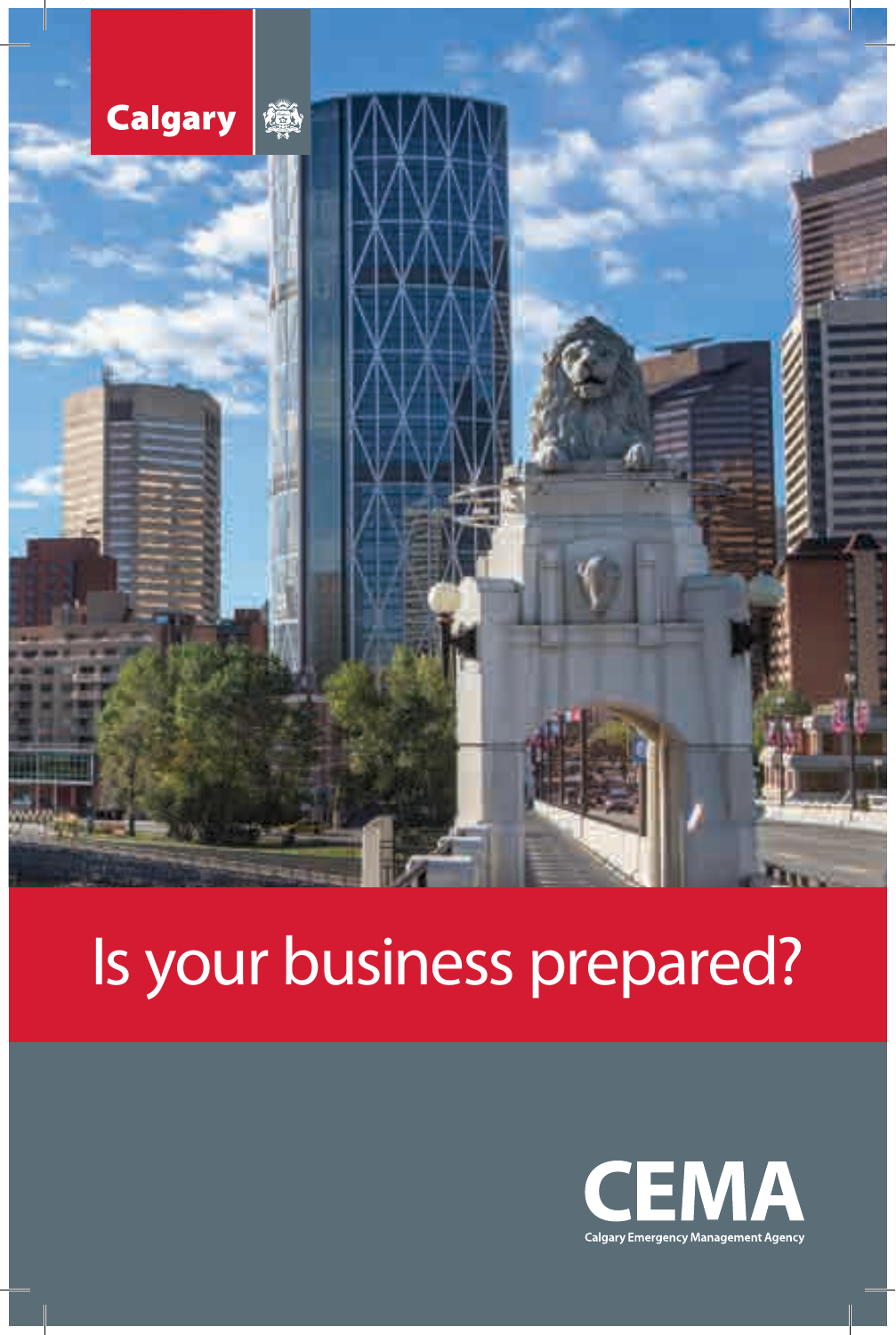Calgary

# Is your business prepared?

CEMA

Calgary Emergency Management Agency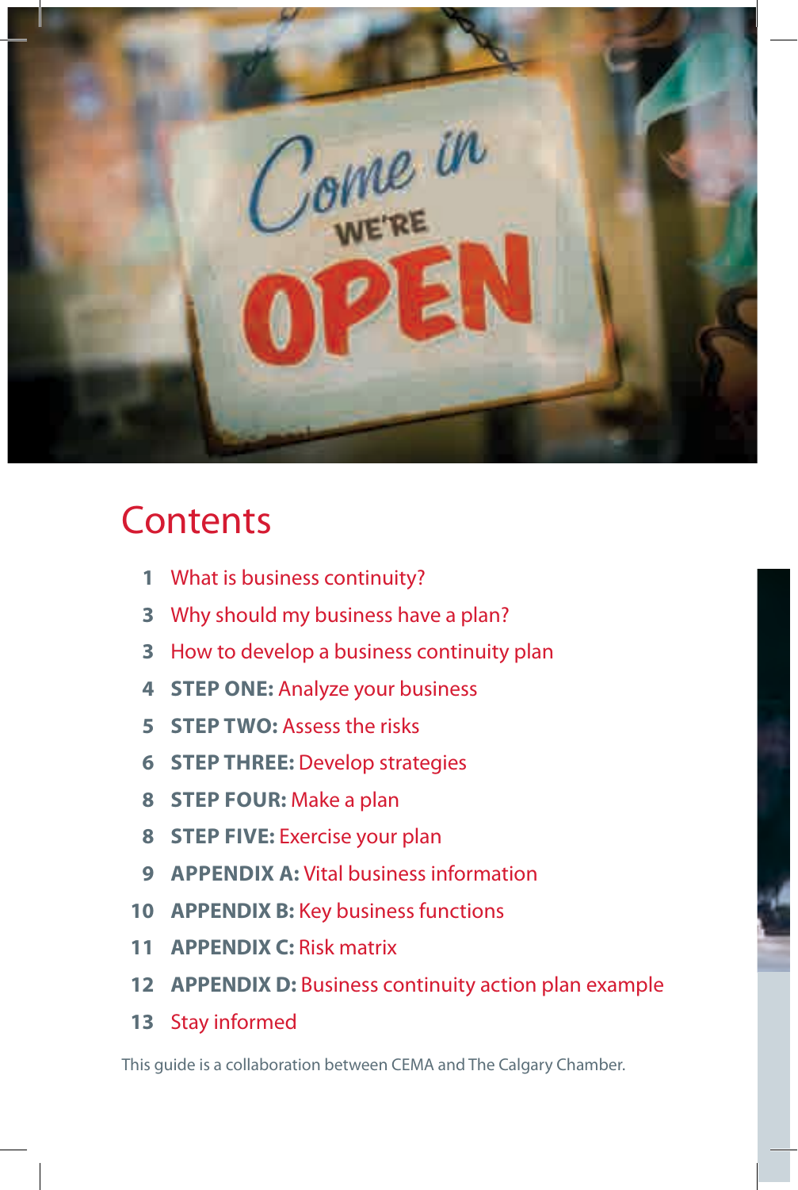# Contents

1 What is business continuity?

3 Why should my business have a plan?

3 How to develop a business continuity plan

4 **STEP ONE:** Analyze your business

5 **STEP TWO:** Assess the risks

6 **STEP THREE:** Develop strategies

8 **STEP FOUR:** Make a plan

8 **STEP FIVE:** Exercise your plan

9 **APPENDIX A:** Vital business information

10 **APPENDIX B:** Key business functions

11 **APPENDIX C:** Risk matrix

12 **APPENDIX D:** Business continuity action plan example

13 Stay informed

This guide is a collaboration between CEMA and The Calgary Chamber.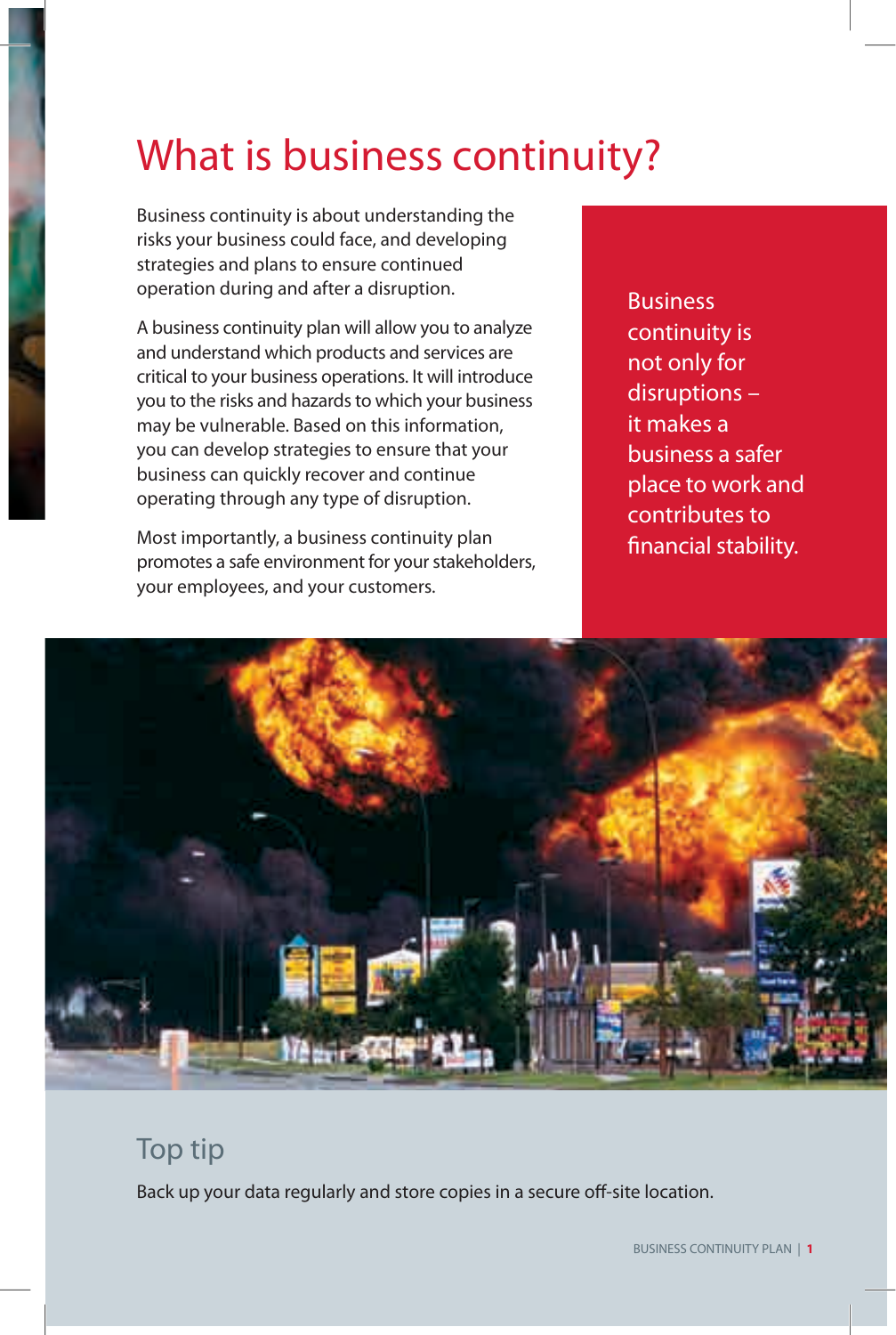# What is business continuity?

Business continuity is about understanding the risks your business could face, and developing strategies and plans to ensure continued operation during and after a disruption.

A business continuity plan will allow you to analyze and understand which products and services are critical to your business operations. It will introduce you to the risks and hazards to which your business may be vulnerable. Based on this information, you can develop strategies to ensure that your business can quickly recover and continue operating through any type of disruption.

Most importantly, a business continuity plan promotes a safe environment for your stakeholders, your employees, and your customers.

Business continuity is not only for disruptions – it makes a business a safer place to work and contributes to financial stability.

## Top tip

Back up your data regularly and store copies in a secure off-site location.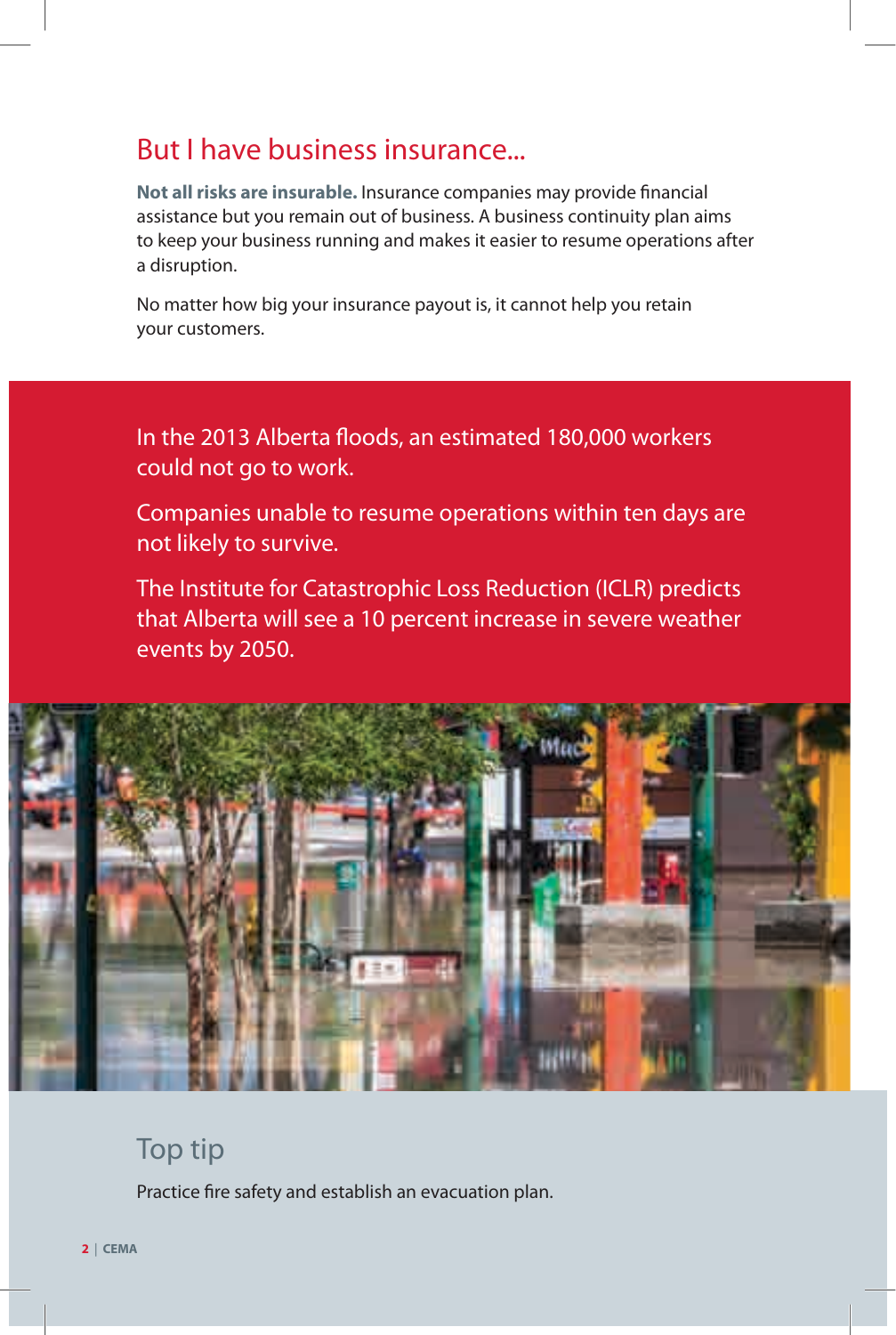## But I have business insurance...

**Not all risks are insurable.** Insurance companies may provide financial assistance but you remain out of business. A business continuity plan aims to keep your business running and makes it easier to resume operations after a disruption.

No matter how big your insurance payout is, it cannot help you retain your customers.

In the 2013 Alberta floods, an estimated 180,000 workers could not go to work.

Companies unable to resume operations within ten days are not likely to survive.

The Institute for Catastrophic Loss Reduction (ICLR) predicts that Alberta will see a 10 percent increase in severe weather events by 2050.

### Top tip

Practice fire safety and establish an evacuation plan.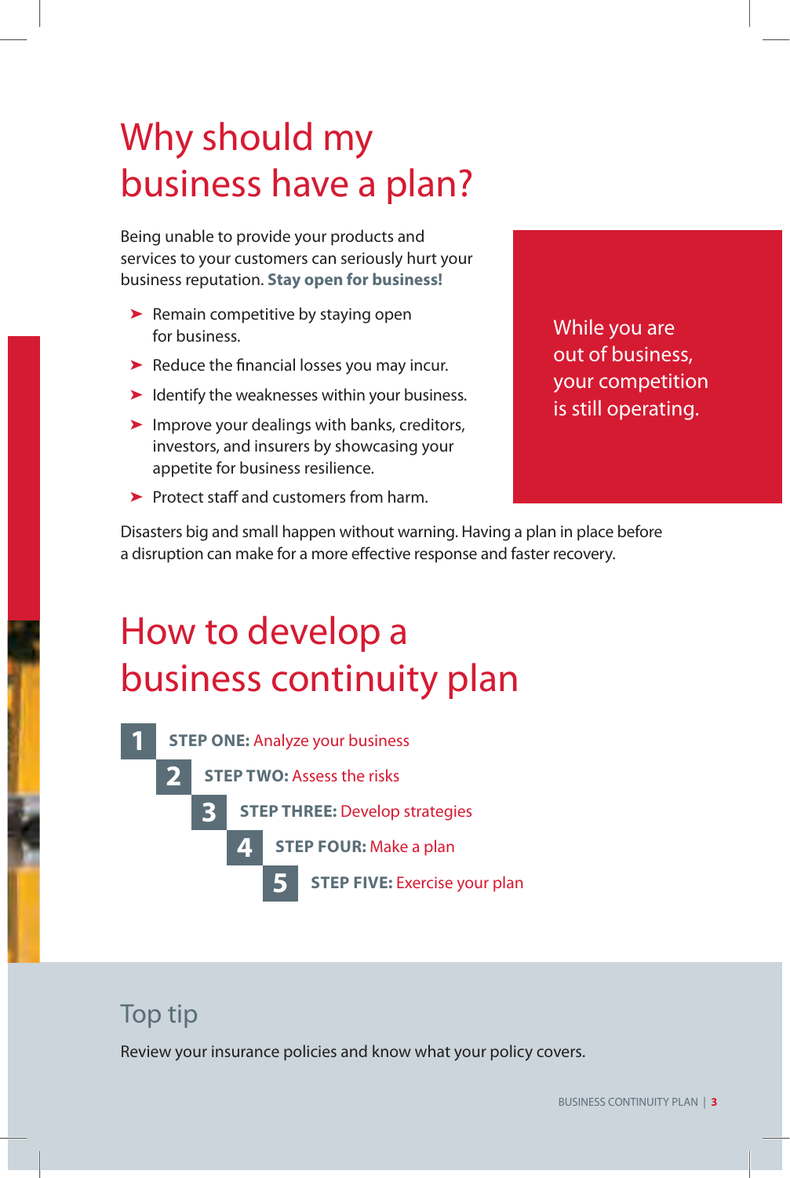# Why should my business have a plan?

Being unable to provide your products and services to your customers can seriously hurt your business reputation. **Stay open for business!**

- Remain competitive by staying open for business.
- Reduce the financial losses you may incur.
- Identify the weaknesses within your business.
- Improve your dealings with banks, creditors, investors, and insurers by showcasing your appetite for business resilience.
- Protect staff and customers from harm.

While you are out of business, your competition is still operating.

Disasters big and small happen without warning. Having a plan in place before a disruption can make for a more effective response and faster recovery.

# How to develop a business continuity plan

1. **STEP ONE:** Analyze your business
2. **STEP TWO:** Assess the risks
3. **STEP THREE:** Develop strategies
4. **STEP FOUR:** Make a plan
5. **STEP FIVE:** Exercise your plan

## Top tip

Review your insurance policies and know what your policy covers.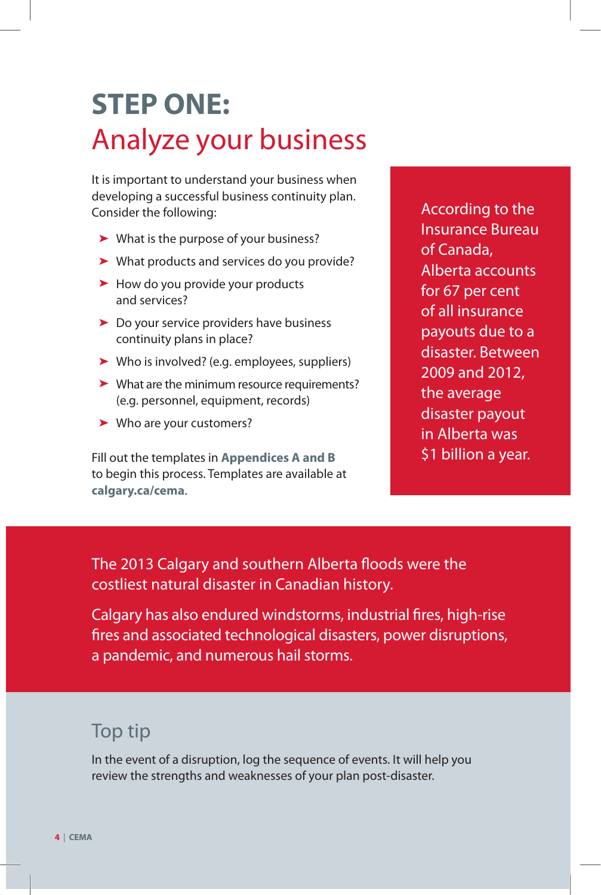# STEP ONE: Analyze your business

It is important to understand your business when developing a successful business continuity plan. Consider the following:

- What is the purpose of your business?
- What products and services do you provide?
- How do you provide your products and services?
- Do your service providers have business continuity plans in place?
- Who is involved? (e.g. employees, suppliers)
- What are the minimum resource requirements? (e.g. personnel, equipment, records)
- Who are your customers?

Fill out the templates in **Appendices A and B** to begin this process. Templates are available at **calgary.ca/cema**.

According to the Insurance Bureau of Canada, Alberta accounts for 67 per cent of all insurance payouts due to a disaster. Between 2009 and 2012, the average disaster payout in Alberta was $1 billion a year.

The 2013 Calgary and southern Alberta floods were the costliest natural disaster in Canadian history.

Calgary has also endured windstorms, industrial fires, high-rise fires and associated technological disasters, power disruptions, a pandemic, and numerous hail storms.

## Top tip

In the event of a disruption, log the sequence of events. It will help you review the strengths and weaknesses of your plan post-disaster.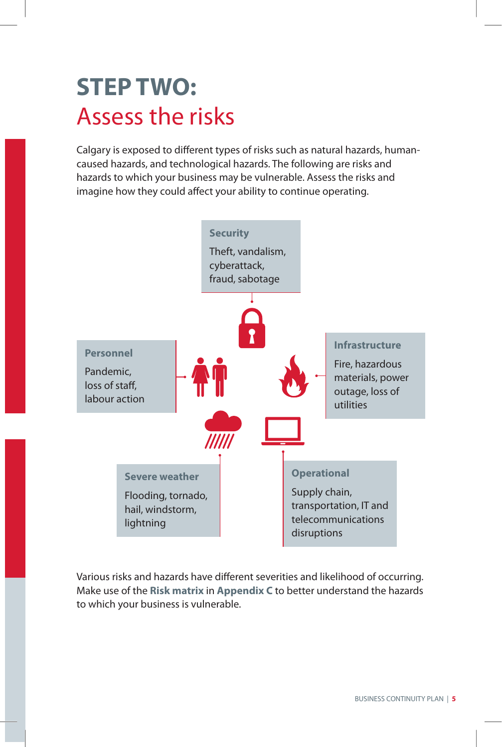# STEP TWO:
## Assess the risks

Calgary is exposed to different types of risks such as natural hazards, human-caused hazards, and technological hazards. The following are risks and hazards to which your business may be vulnerable. Assess the risks and imagine how they could affect your ability to continue operating.

**Security**

Theft, vandalism, cyberattack, fraud, sabotage

**Personnel**

Pandemic, loss of staff, labour action

**Infrastructure**

Fire, hazardous materials, power outage, loss of utilities

**Severe weather**

Flooding, tornado, hail, windstorm, lightning

**Operational**

Supply chain, transportation, IT and telecommunications disruptions

Various risks and hazards have different severities and likelihood of occurring. Make use of the **Risk matrix** in **Appendix C** to better understand the hazards to which your business is vulnerable.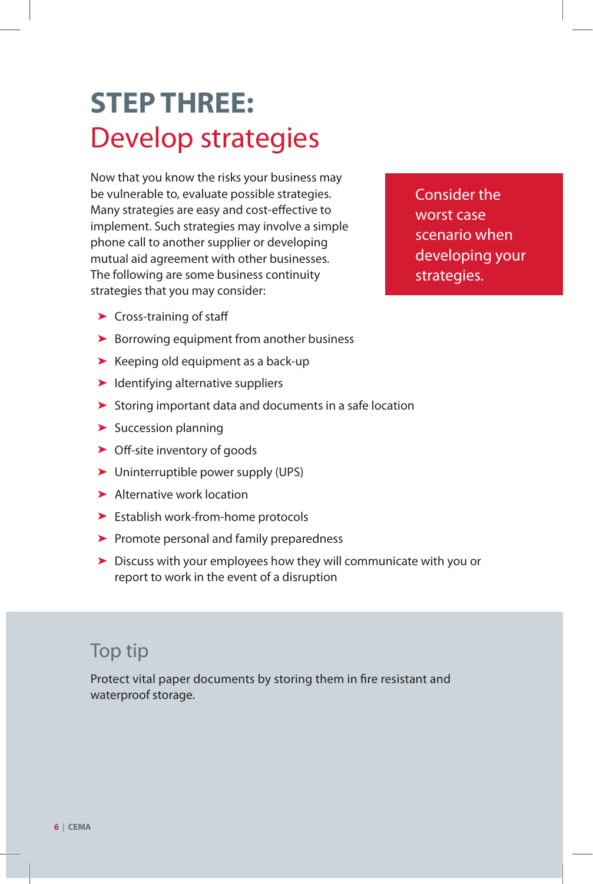# STEP THREE:
## Develop strategies

Now that you know the risks your business may be vulnerable to, evaluate possible strategies. Many strategies are easy and cost-effective to implement. Such strategies may involve a simple phone call to another supplier or developing mutual aid agreement with other businesses. The following are some business continuity strategies that you may consider:

> Consider the worst case scenario when developing your strategies.

- Cross-training of staff
- Borrowing equipment from another business
- Keeping old equipment as a back-up
- Identifying alternative suppliers
- Storing important data and documents in a safe location
- Succession planning
- Off-site inventory of goods
- Uninterruptible power supply (UPS)
- Alternative work location
- Establish work-from-home protocols
- Promote personal and family preparedness
- Discuss with your employees how they will communicate with you or report to work in the event of a disruption

### Top tip

Protect vital paper documents by storing them in fire resistant and waterproof storage.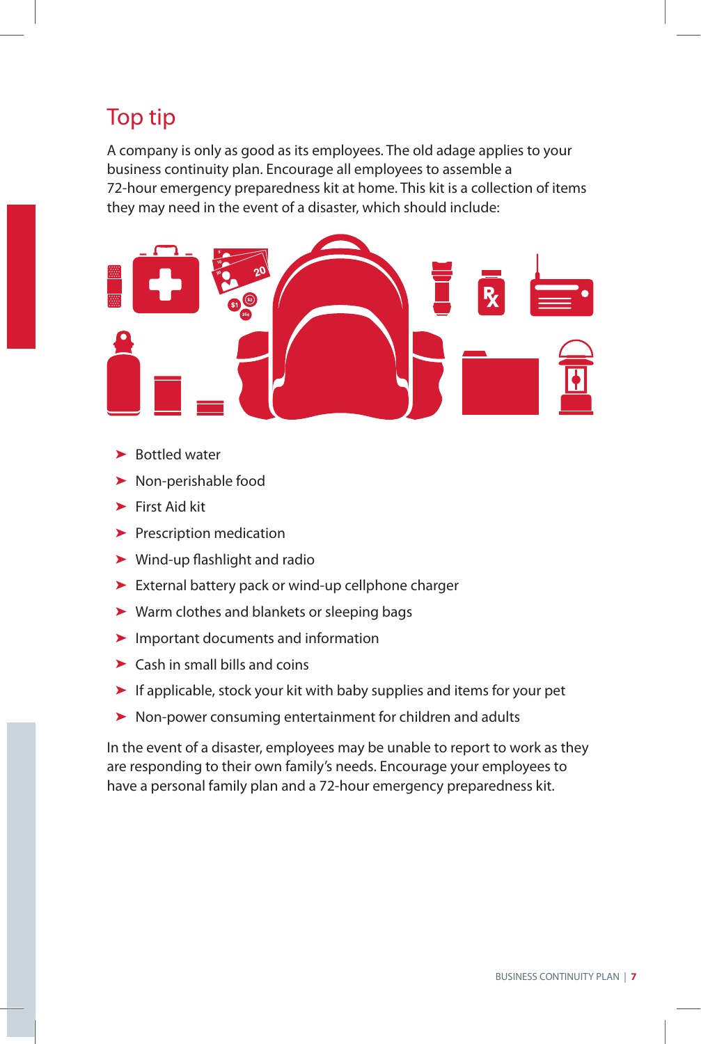## Top tip

A company is only as good as its employees. The old adage applies to your business continuity plan. Encourage all employees to assemble a 72-hour emergency preparedness kit at home. This kit is a collection of items they may need in the event of a disaster, which should include:

- Bottled water
- Non-perishable food
- First Aid kit
- Prescription medication
- Wind-up flashlight and radio
- External battery pack or wind-up cellphone charger
- Warm clothes and blankets or sleeping bags
- Important documents and information
- Cash in small bills and coins
- If applicable, stock your kit with baby supplies and items for your pet
- Non-power consuming entertainment for children and adults

In the event of a disaster, employees may be unable to report to work as they are responding to their own family's needs. Encourage your employees to have a personal family plan and a 72-hour emergency preparedness kit.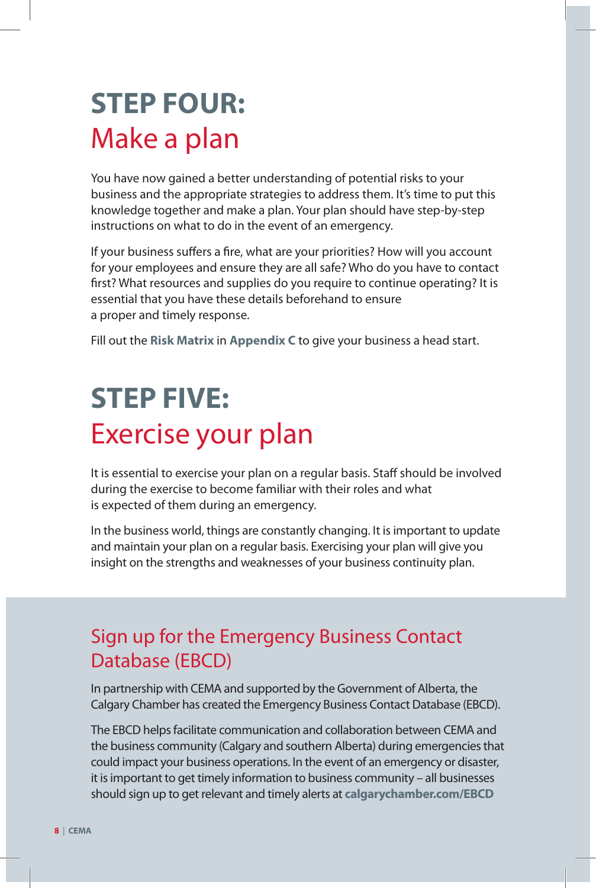# STEP FOUR:
# Make a plan

You have now gained a better understanding of potential risks to your business and the appropriate strategies to address them. It's time to put this knowledge together and make a plan. Your plan should have step-by-step instructions on what to do in the event of an emergency.

If your business suffers a fire, what are your priorities? How will you account for your employees and ensure they are all safe? Who do you have to contact first? What resources and supplies do you require to continue operating? It is essential that you have these details beforehand to ensure a proper and timely response.

Fill out the **Risk Matrix** in **Appendix C** to give your business a head start.

# STEP FIVE:
# Exercise your plan

It is essential to exercise your plan on a regular basis. Staff should be involved during the exercise to become familiar with their roles and what is expected of them during an emergency.

In the business world, things are constantly changing. It is important to update and maintain your plan on a regular basis. Exercising your plan will give you insight on the strengths and weaknesses of your business continuity plan.

## Sign up for the Emergency Business Contact Database (EBCD)

In partnership with CEMA and supported by the Government of Alberta, the Calgary Chamber has created the Emergency Business Contact Database (EBCD).

The EBCD helps facilitate communication and collaboration between CEMA and the business community (Calgary and southern Alberta) during emergencies that could impact your business operations. In the event of an emergency or disaster, it is important to get timely information to business community – all businesses should sign up to get relevant and timely alerts at **calgarychamber.com/EBCD**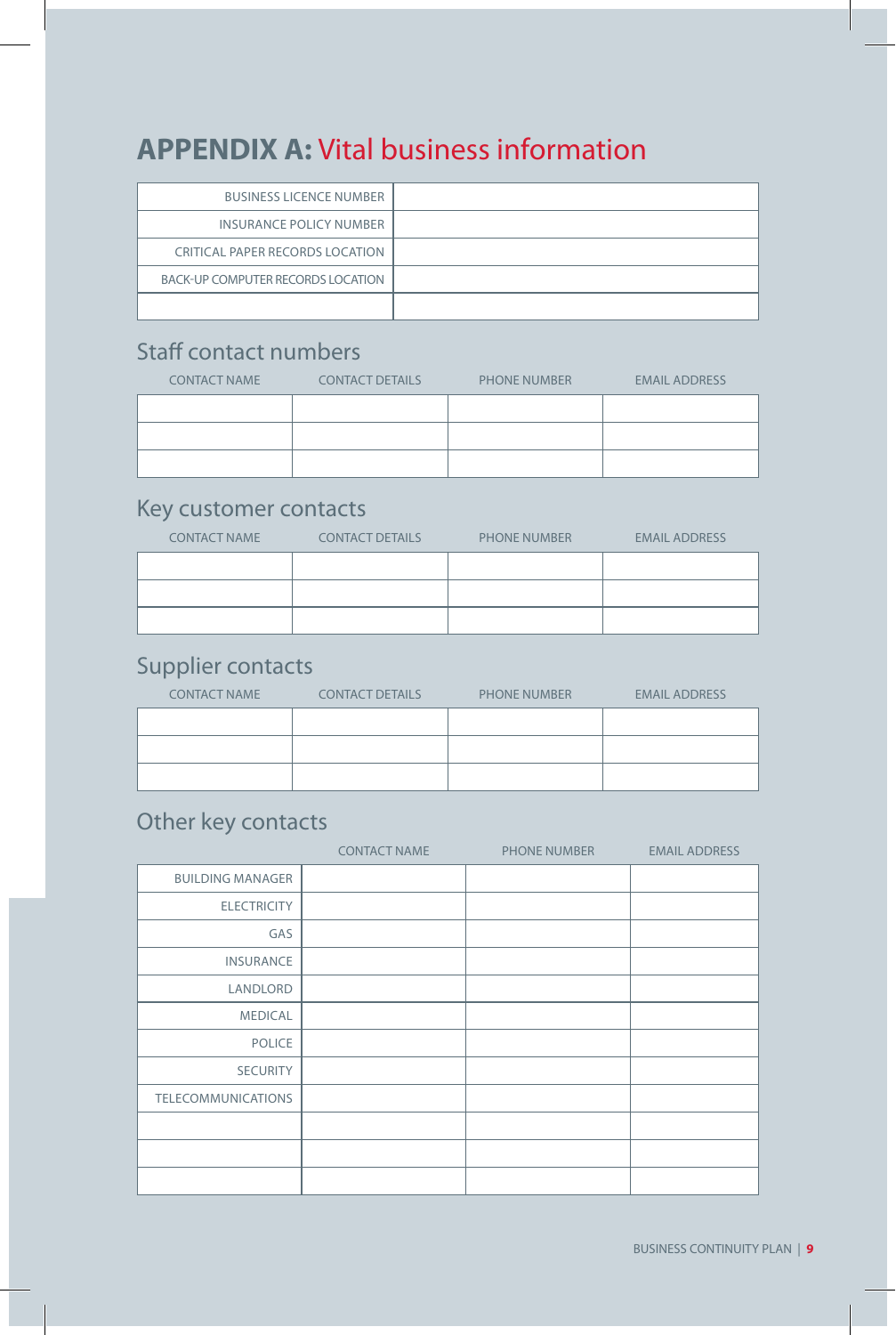# APPENDIX A: Vital business information

| | |
|---|---|
| BUSINESS LICENCE NUMBER | |
| INSURANCE POLICY NUMBER | |
| CRITICAL PAPER RECORDS LOCATION | |
| BACK-UP COMPUTER RECORDS LOCATION | |
| | |

## Staff contact numbers

| CONTACT NAME | CONTACT DETAILS | PHONE NUMBER | EMAIL ADDRESS |
|---|---|---|---|
| | | | |
| | | | |
| | | | |

## Key customer contacts

| CONTACT NAME | CONTACT DETAILS | PHONE NUMBER | EMAIL ADDRESS |
|---|---|---|---|
| | | | |
| | | | |
| | | | |

## Supplier contacts

| CONTACT NAME | CONTACT DETAILS | PHONE NUMBER | EMAIL ADDRESS |
|---|---|---|---|
| | | | |
| | | | |
| | | | |

## Other key contacts

| | CONTACT NAME | PHONE NUMBER | EMAIL ADDRESS |
|---|---|---|---|
| BUILDING MANAGER | | | |
| ELECTRICITY | | | |
| GAS | | | |
| INSURANCE | | | |
| LANDLORD | | | |
| MEDICAL | | | |
| POLICE | | | |
| SECURITY | | | |
| TELECOMMUNICATIONS | | | |
| | | | |
| | | | |
| | | | |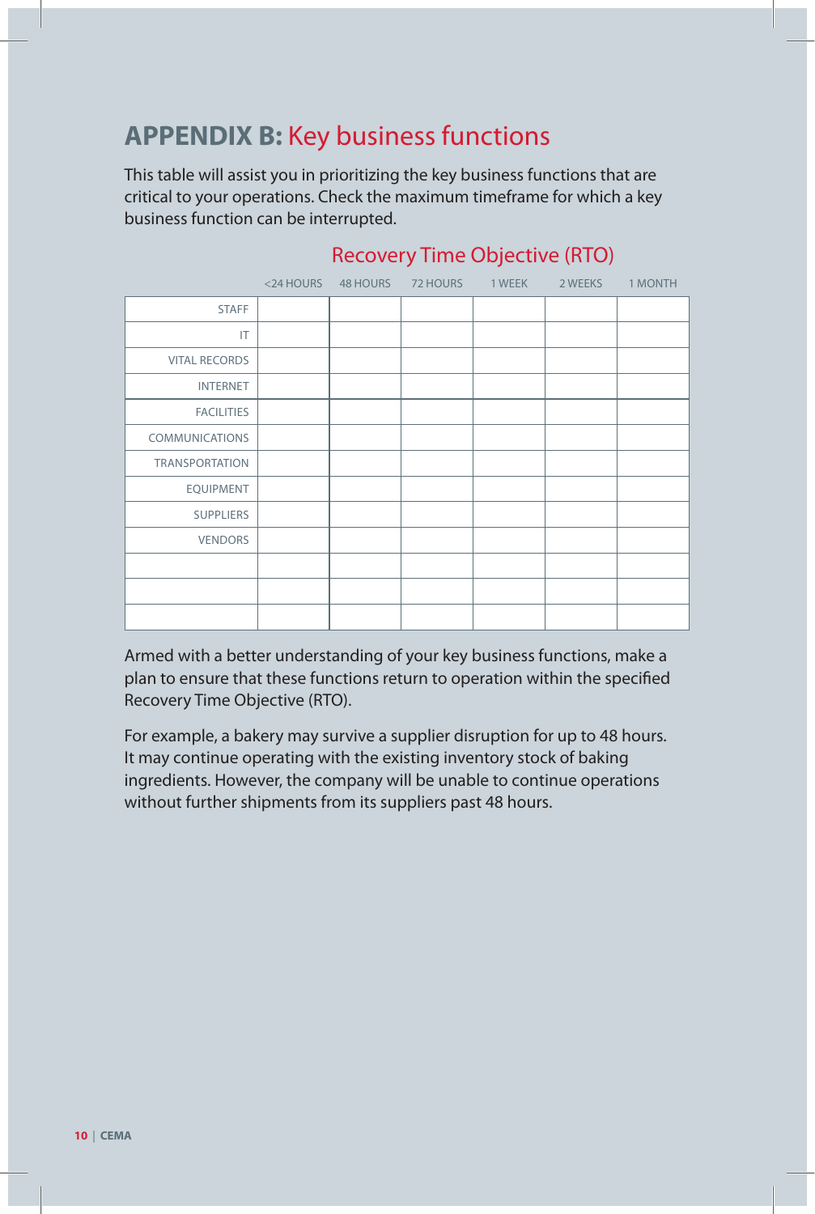## **APPENDIX B:** Key business functions

This table will assist you in prioritizing the key business functions that are critical to your operations. Check the maximum timeframe for which a key business function can be interrupted.

| | Recovery Time Objective (RTO) | | | | | |
|---|---|---|---|---|---|---|
| | <24 HOURS | 48 HOURS | 72 HOURS | 1 WEEK | 2 WEEKS | 1 MONTH |
| STAFF | | | | | | |
| IT | | | | | | |
| VITAL RECORDS | | | | | | |
| INTERNET | | | | | | |
| FACILITIES | | | | | | |
| COMMUNICATIONS | | | | | | |
| TRANSPORTATION | | | | | | |
| EQUIPMENT | | | | | | |
| SUPPLIERS | | | | | | |
| VENDORS | | | | | | |
| | | | | | | |
| | | | | | | |
| | | | | | | |

Armed with a better understanding of your key business functions, make a plan to ensure that these functions return to operation within the specified Recovery Time Objective (RTO).

For example, a bakery may survive a supplier disruption for up to 48 hours. It may continue operating with the existing inventory stock of baking ingredients. However, the company will be unable to continue operations without further shipments from its suppliers past 48 hours.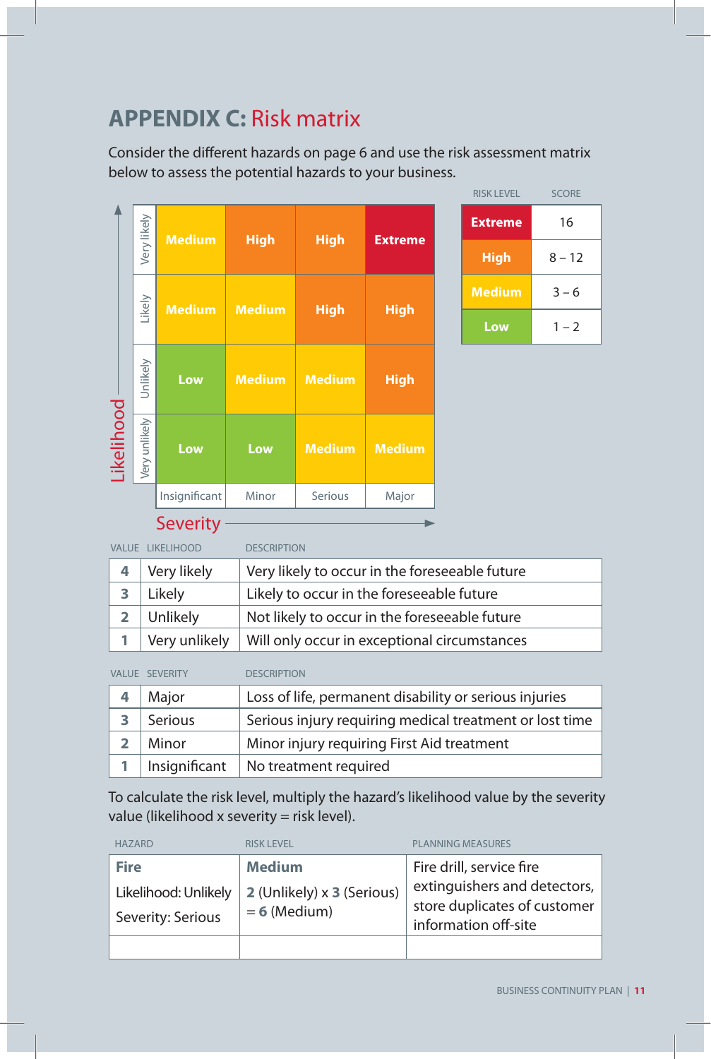# APPENDIX C: Risk matrix

Consider the different hazards on page 6 and use the risk assessment matrix below to assess the potential hazards to your business.

| Likelihood | Insignificant | Minor | Serious | Major |
|---|---|---|---|---|
| Very likely | Medium | High | High | Extreme |
| Likely | Medium | Medium | High | High |
| Unlikely | Low | Medium | Medium | High |
| Very unlikely | Low | Low | Medium | Medium |

Severity →

| RISK LEVEL | SCORE |
|---|---|
| Extreme | 16 |
| High | 8 – 12 |
| Medium | 3 – 6 |
| Low | 1 – 2 |

| VALUE | LIKELIHOOD | DESCRIPTION |
|---|---|---|
| 4 | Very likely | Very likely to occur in the foreseeable future |
| 3 | Likely | Likely to occur in the foreseeable future |
| 2 | Unlikely | Not likely to occur in the foreseeable future |
| 1 | Very unlikely | Will only occur in exceptional circumstances |

| VALUE | SEVERITY | DESCRIPTION |
|---|---|---|
| 4 | Major | Loss of life, permanent disability or serious injuries |
| 3 | Serious | Serious injury requiring medical treatment or lost time |
| 2 | Minor | Minor injury requiring First Aid treatment |
| 1 | Insignificant | No treatment required |

To calculate the risk level, multiply the hazard's likelihood value by the severity value (likelihood x severity = risk level).

| HAZARD | RISK LEVEL | PLANNING MEASURES |
|---|---|---|
| **Fire**<br>Likelihood: Unlikely<br>Severity: Serious | **Medium**<br>**2** (Unlikely) x **3** (Serious) = **6** (Medium) | Fire drill, service fire extinguishers and detectors, store duplicates of customer information off-site |
| | | |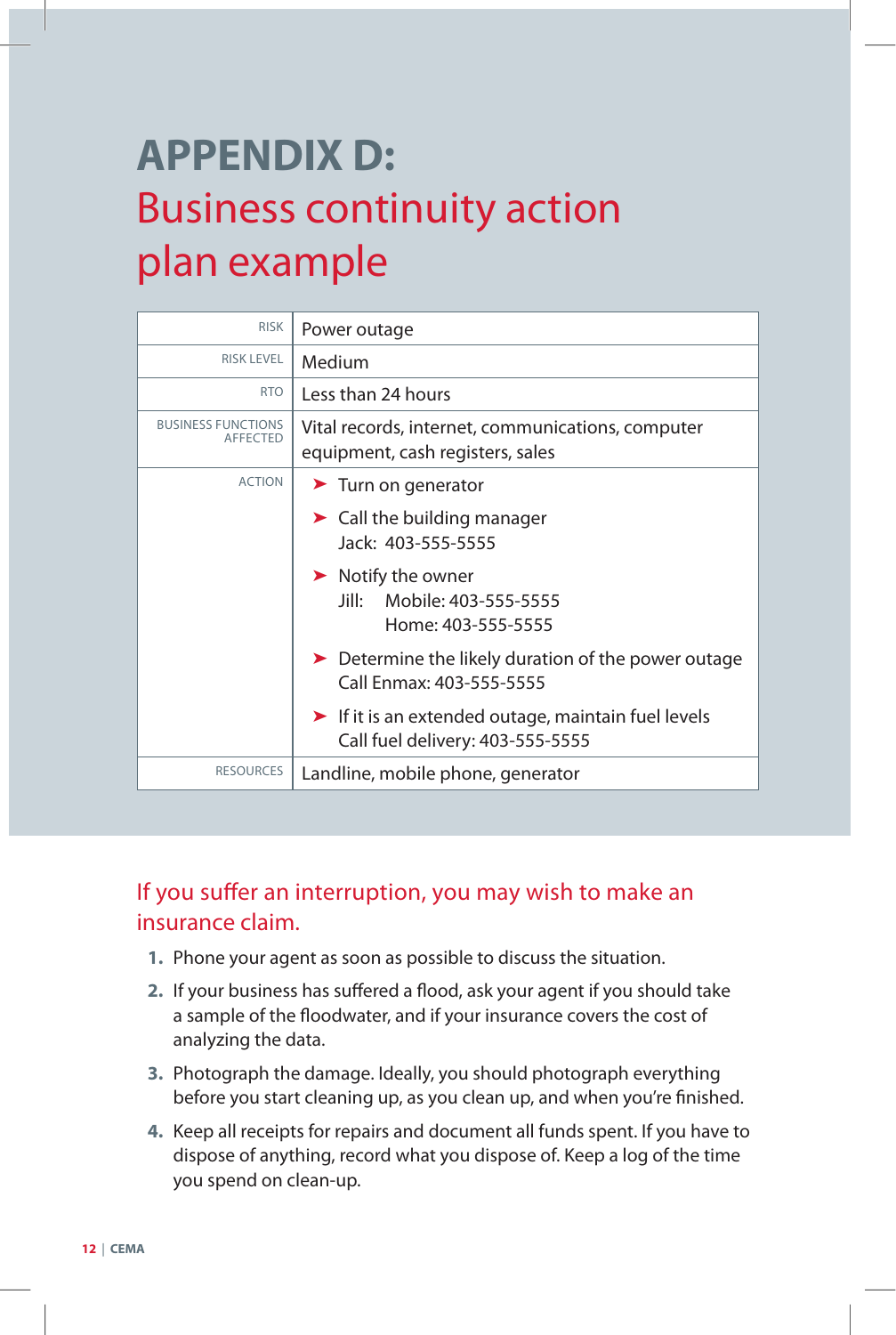# APPENDIX D:
## Business continuity action plan example

| | |
|---|---|
| RISK | Power outage |
| RISK LEVEL | Medium |
| RTO | Less than 24 hours |
| BUSINESS FUNCTIONS AFFECTED | Vital records, internet, communications, computer equipment, cash registers, sales |
| ACTION | ➤ Turn on generator<br>➤ Call the building manager<br>Jack: 403-555-5555<br>➤ Notify the owner<br>Jill: Mobile: 403-555-5555<br>Home: 403-555-5555<br>➤ Determine the likely duration of the power outage<br>Call Enmax: 403-555-5555<br>➤ If it is an extended outage, maintain fuel levels<br>Call fuel delivery: 403-555-5555 |
| RESOURCES | Landline, mobile phone, generator |

### If you suffer an interruption, you may wish to make an insurance claim.

1. Phone your agent as soon as possible to discuss the situation.
2. If your business has suffered a flood, ask your agent if you should take a sample of the floodwater, and if your insurance covers the cost of analyzing the data.
3. Photograph the damage. Ideally, you should photograph everything before you start cleaning up, as you clean up, and when you're finished.
4. Keep all receipts for repairs and document all funds spent. If you have to dispose of anything, record what you dispose of. Keep a log of the time you spend on clean-up.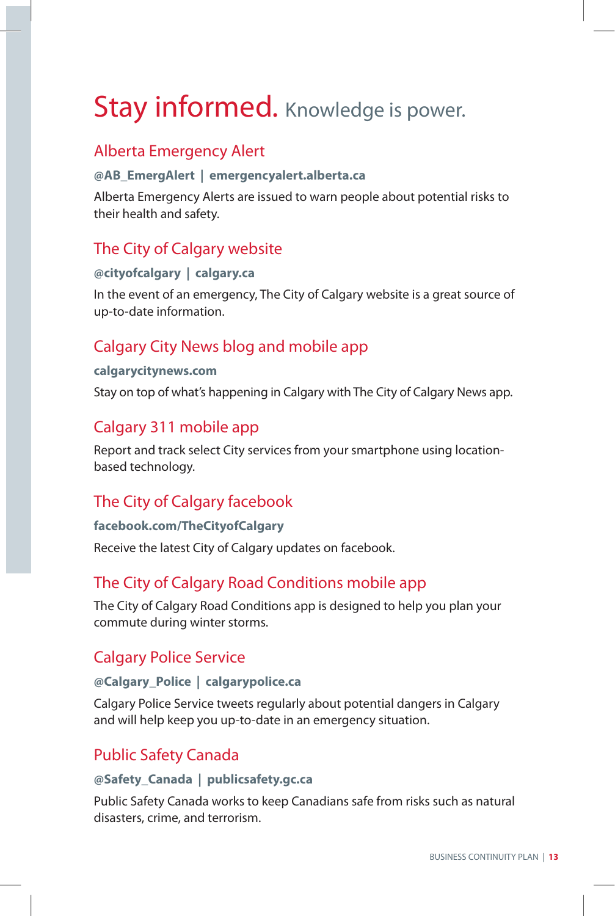# Stay informed. Knowledge is power.

## Alberta Emergency Alert

**@AB_EmergAlert | emergencyalert.alberta.ca**

Alberta Emergency Alerts are issued to warn people about potential risks to their health and safety.

## The City of Calgary website

**@cityofcalgary | calgary.ca**

In the event of an emergency, The City of Calgary website is a great source of up-to-date information.

## Calgary City News blog and mobile app

**calgarycitynews.com**

Stay on top of what's happening in Calgary with The City of Calgary News app.

## Calgary 311 mobile app

Report and track select City services from your smartphone using location-based technology.

## The City of Calgary facebook

**facebook.com/TheCityofCalgary**

Receive the latest City of Calgary updates on facebook.

## The City of Calgary Road Conditions mobile app

The City of Calgary Road Conditions app is designed to help you plan your commute during winter storms.

## Calgary Police Service

**@Calgary_Police | calgarypolice.ca**

Calgary Police Service tweets regularly about potential dangers in Calgary and will help keep you up-to-date in an emergency situation.

## Public Safety Canada

**@Safety_Canada | publicsafety.gc.ca**

Public Safety Canada works to keep Canadians safe from risks such as natural disasters, crime, and terrorism.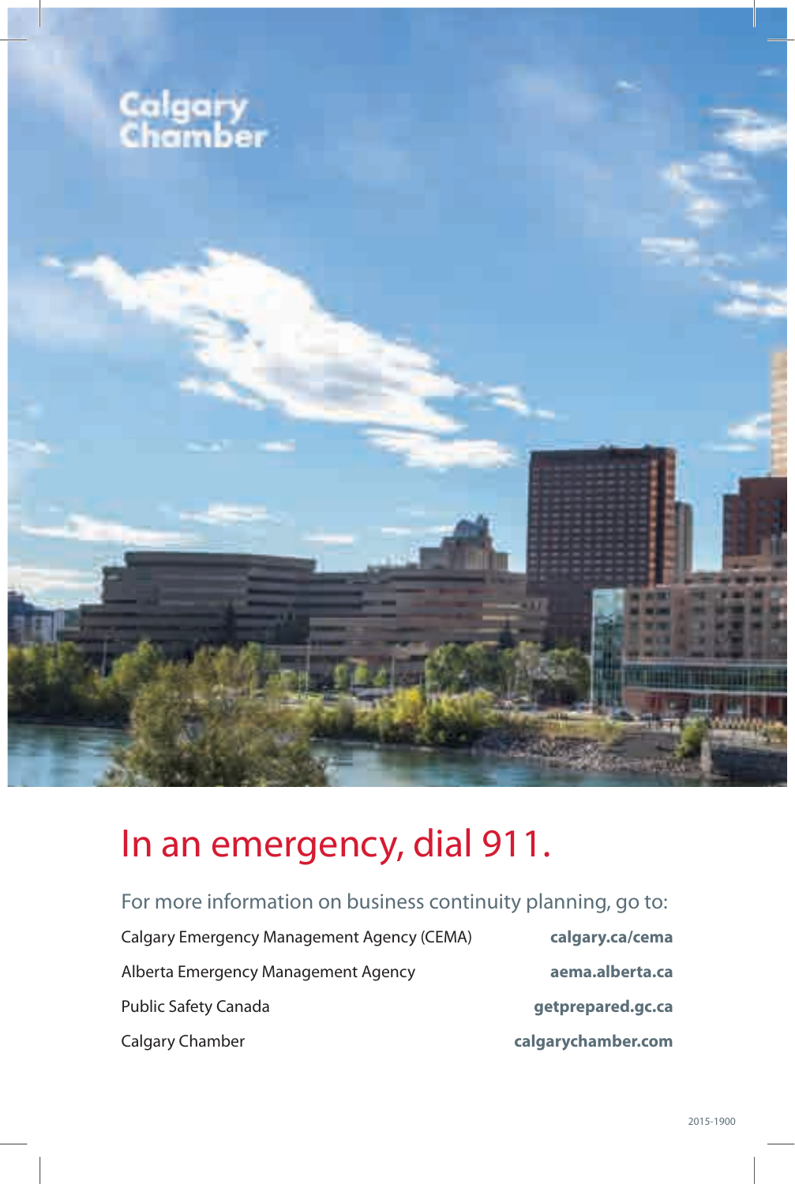Calgary Chamber

# In an emergency, dial 911.

For more information on business continuity planning, go to:

| | |
|---|---|
| Calgary Emergency Management Agency (CEMA) | **calgary.ca/cema** |
| Alberta Emergency Management Agency | **aema.alberta.ca** |
| Public Safety Canada | **getprepared.gc.ca** |
| Calgary Chamber | **calgarychamber.com** |

2015-1900